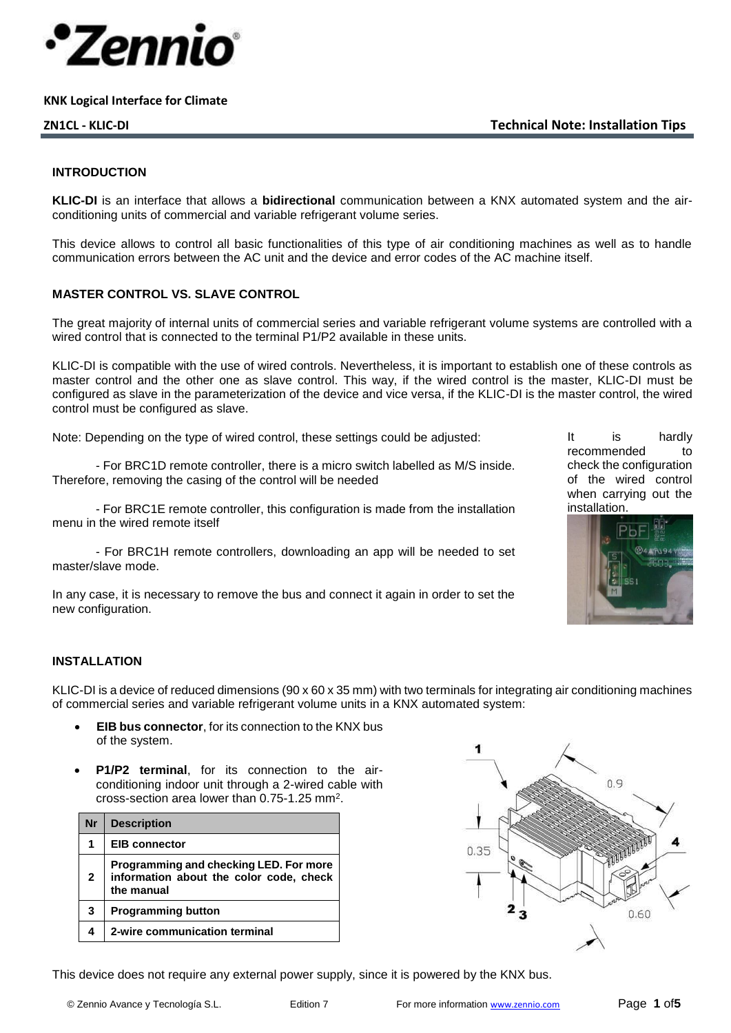**KNK Logical Interface for Climate**

**ZN1CL - KLIC-DI** **Technical Note: Installation Tips**

## INTRODUCTION

**KLIC-DI** is an interface that allows a **bidirectional** communication between a KNX automated system and the air-conditioning units of commercial and variable refrigerant volume series.

This device allows to control all basic functionalities of this type of air conditioning machines as well as to handle communication errors between the AC unit and the device and error codes of the AC machine itself.

## MASTER CONTROL VS. SLAVE CONTROL

The great majority of internal units of commercial series and variable refrigerant volume systems are controlled with a wired control that is connected to the terminal P1/P2 available in these units.

KLIC-DI is compatible with the use of wired controls. Nevertheless, it is important to establish one of these controls as master control and the other one as slave control. This way, if the wired control is the master, KLIC-DI must be configured as slave in the parameterization of the device and vice versa, if the KLIC-DI is the master control, the wired control must be configured as slave.

Note: Depending on the type of wired control, these settings could be adjusted:

- For BRC1D remote controller, there is a micro switch labelled as M/S inside. Therefore, removing the casing of the control will be needed
- For BRC1E remote controller, this configuration is made from the installation menu in the wired remote itself
- For BRC1H remote controllers, downloading an app will be needed to set master/slave mode.

In any case, it is necessary to remove the bus and connect it again in order to set the new configuration.

It is hardly recommended to check the configuration of the wired control when carrying out the installation.

## INSTALLATION

KLIC-DI is a device of reduced dimensions (90 x 60 x 35 mm) with two terminals for integrating air conditioning machines of commercial series and variable refrigerant volume units in a KNX automated system:

- **EIB bus connector**, for its connection to the KNX bus of the system.
- **P1/P2 terminal**, for its connection to the air-conditioning indoor unit through a 2-wired cable with cross-section area lower than 0.75-1.25 mm².

| Nr | Description |
|---|---|
| 1 | EIB connector |
| 2 | Programming and checking LED. For more information about the color code, check the manual |
| 3 | Programming button |
| 4 | 2-wire communication terminal |

This device does not require any external power supply, since it is powered by the KNX bus.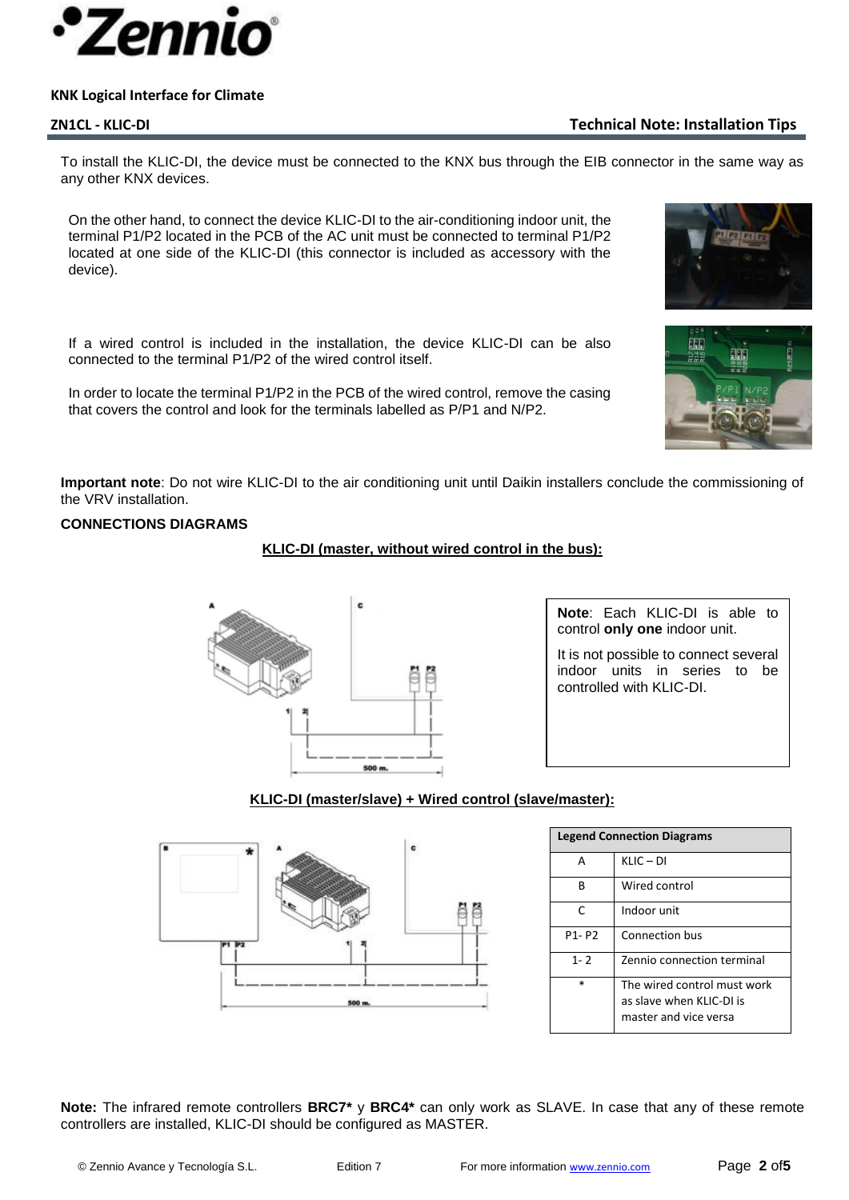To install the KLIC-DI, the device must be connected to the KNX bus through the EIB connector in the same way as any other KNX devices.

On the other hand, to connect the device KLIC-DI to the air-conditioning indoor unit, the terminal P1/P2 located in the PCB of the AC unit must be connected to terminal P1/P2 located at one side of the KLIC-DI (this connector is included as accessory with the device).

If a wired control is included in the installation, the device KLIC-DI can be also connected to the terminal P1/P2 of the wired control itself.

In order to locate the terminal P1/P2 in the PCB of the wired control, remove the casing that covers the control and look for the terminals labelled as P/P1 and N/P2.

**Important note**: Do not wire KLIC-DI to the air conditioning unit until Daikin installers conclude the commissioning of the VRV installation.

**CONNECTIONS DIAGRAMS**

**KLIC-DI (master, without wired control in the bus):**

**Note**: Each KLIC-DI is able to control **only one** indoor unit.

It is not possible to connect several indoor units in series to be controlled with KLIC-DI.

**KLIC-DI (master/slave) + Wired control (slave/master):**

| Legend Connection Diagrams | |
|---|---|
| A | KLIC – DI |
| B | Wired control |
| C | Indoor unit |
| P1- P2 | Connection bus |
| 1- 2 | Zennio connection terminal |
| * | The wired control must work as slave when KLIC-DI is master and vice versa |

**Note:** The infrared remote controllers **BRC7*** y **BRC4*** can only work as SLAVE. In case that any of these remote controllers are installed, KLIC-DI should be configured as MASTER.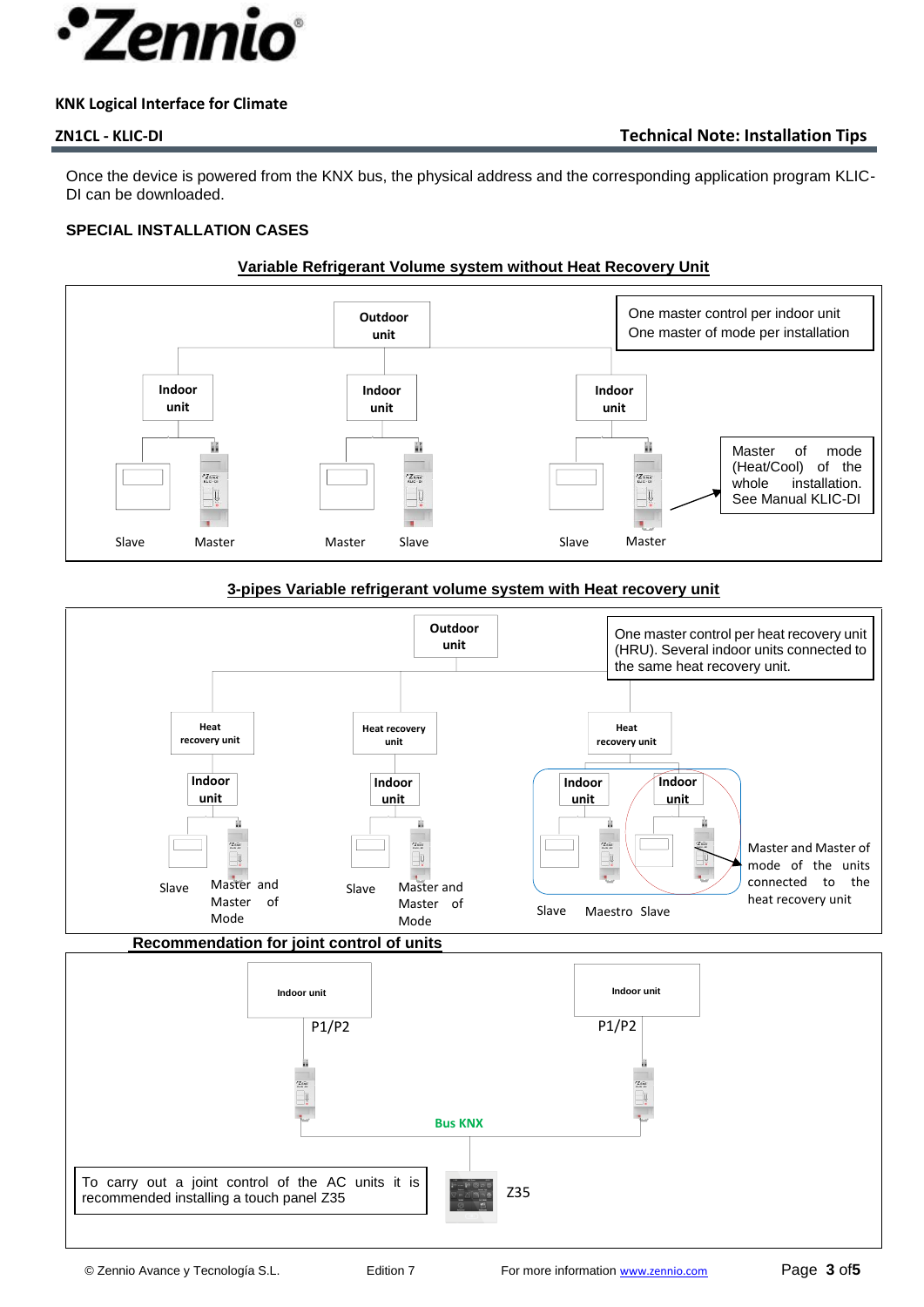Once the device is powered from the KNX bus, the physical address and the corresponding application program KLIC-DI can be downloaded.

## SPECIAL INSTALLATION CASES

### Variable Refrigerant Volume system without Heat Recovery Unit

Outdoor unit

One master control per indoor unit
One master of mode per installation

Indoor unit

Indoor unit

Indoor unit

Master of mode (Heat/Cool) of the whole installation. See Manual KLIC-DI

Slave Master Master Slave Slave Master

### 3-pipes Variable refrigerant volume system with Heat recovery unit

Outdoor unit

One master control per heat recovery unit (HRU). Several indoor units connected to the same heat recovery unit.

Heat recovery unit

Heat recovery unit

Heat recovery unit

Indoor unit

Indoor unit

Indoor unit

Indoor unit

Slave Master and Master of Mode

Slave Master and Master of Mode

Slave Maestro Slave

Master and Master of mode of the units connected to the heat recovery unit

### Recommendation for joint control of units

Indoor unit

P1/P2

Indoor unit

P1/P2

Bus KNX

To carry out a joint control of the AC units it is recommended installing a touch panel Z35

Z35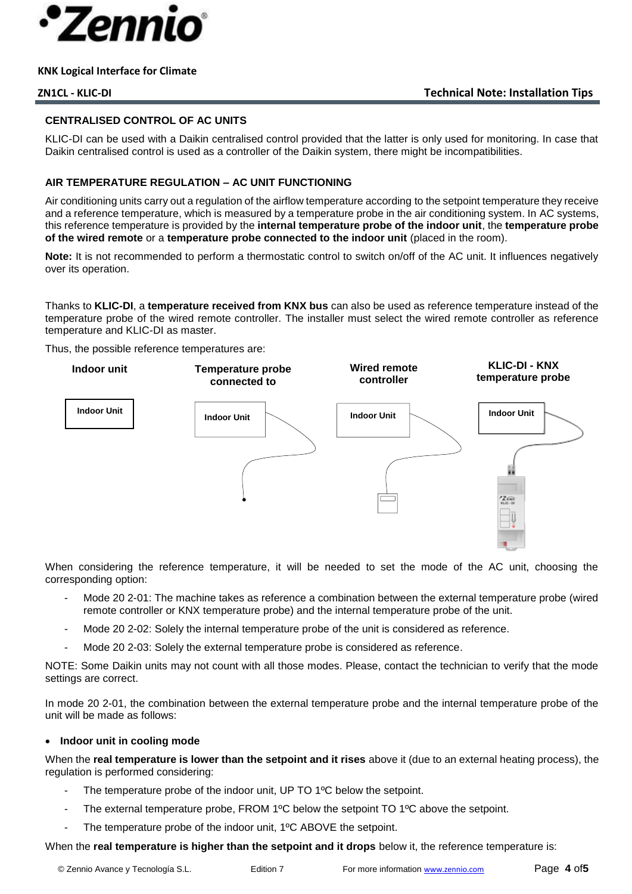## CENTRALISED CONTROL OF AC UNITS

KLIC-DI can be used with a Daikin centralised control provided that the latter is only used for monitoring. In case that Daikin centralised control is used as a controller of the Daikin system, there might be incompatibilities.

## AIR TEMPERATURE REGULATION – AC UNIT FUNCTIONING

Air conditioning units carry out a regulation of the airflow temperature according to the setpoint temperature they receive and a reference temperature, which is measured by a temperature probe in the air conditioning system. In AC systems, this reference temperature is provided by the **internal temperature probe of the indoor unit**, the **temperature probe of the wired remote** or a **temperature probe connected to the indoor unit** (placed in the room).

**Note:** It is not recommended to perform a thermostatic control to switch on/off of the AC unit. It influences negatively over its operation.

Thanks to **KLIC-DI**, a **temperature received from KNX bus** can also be used as reference temperature instead of the temperature probe of the wired remote controller. The installer must select the wired remote controller as reference temperature and KLIC-DI as master.

Thus, the possible reference temperatures are:

| Indoor unit | Temperature probe connected to | Wired remote controller | KLIC-DI - KNX temperature probe |
|---|---|---|---|
| Indoor Unit | Indoor Unit | Indoor Unit | Indoor Unit |

When considering the reference temperature, it will be needed to set the mode of the AC unit, choosing the corresponding option:

- Mode 20 2-01: The machine takes as reference a combination between the external temperature probe (wired remote controller or KNX temperature probe) and the internal temperature probe of the unit.
- Mode 20 2-02: Solely the internal temperature probe of the unit is considered as reference.
- Mode 20 2-03: Solely the external temperature probe is considered as reference.

NOTE: Some Daikin units may not count with all those modes. Please, contact the technician to verify that the mode settings are correct.

In mode 20 2-01, the combination between the external temperature probe and the internal temperature probe of the unit will be made as follows:

- **Indoor unit in cooling mode**

When the **real temperature is lower than the setpoint and it rises** above it (due to an external heating process), the regulation is performed considering:

- The temperature probe of the indoor unit, UP TO 1ºC below the setpoint.
- The external temperature probe, FROM 1ºC below the setpoint TO 1ºC above the setpoint.
- The temperature probe of the indoor unit, 1ºC ABOVE the setpoint.

When the **real temperature is higher than the setpoint and it drops** below it, the reference temperature is: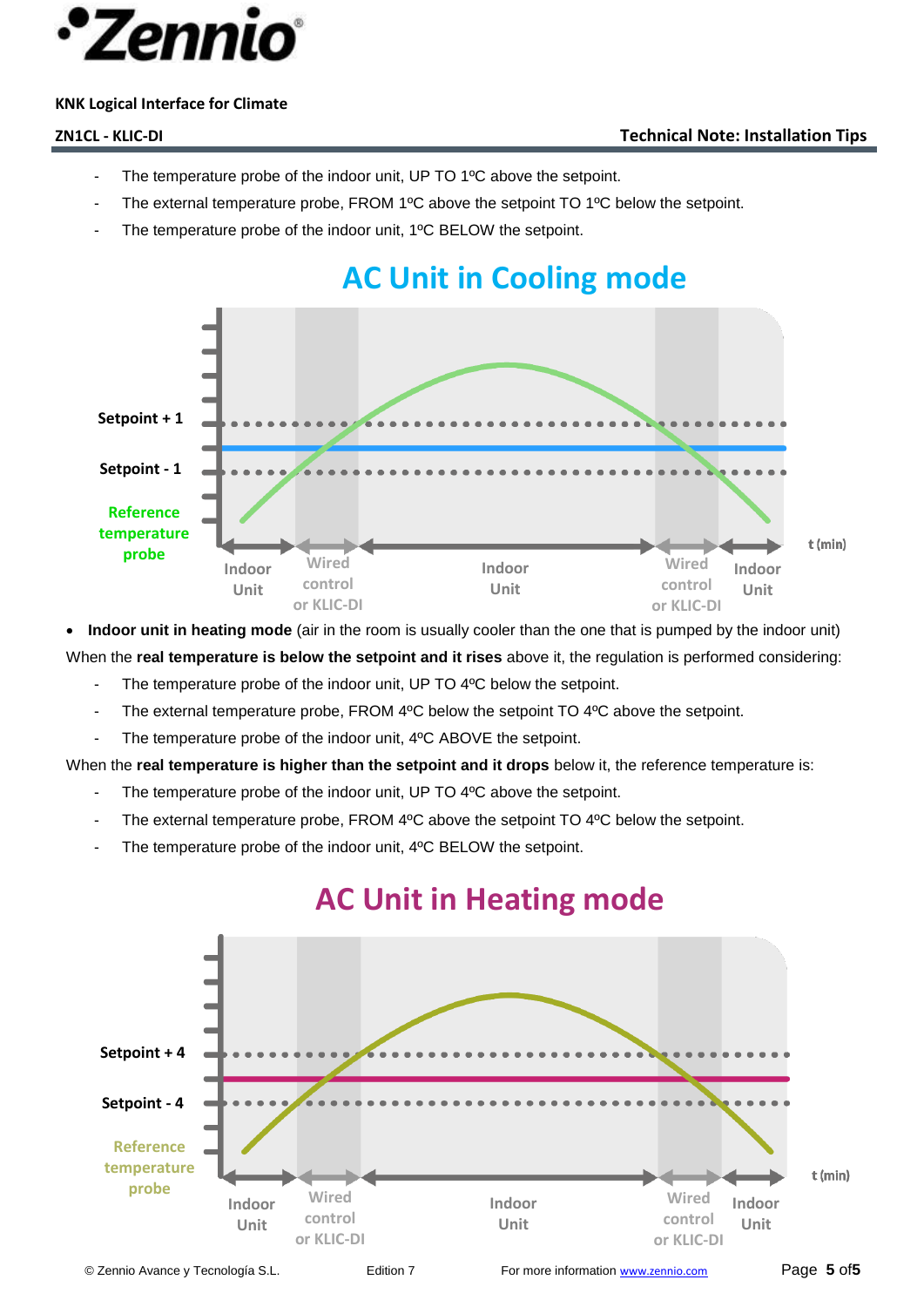- The temperature probe of the indoor unit, UP TO 1ºC above the setpoint.
- The external temperature probe, FROM 1ºC above the setpoint TO 1ºC below the setpoint.
- The temperature probe of the indoor unit, 1ºC BELOW the setpoint.

AC Unit in Cooling mode

Setpoint + 1

Setpoint - 1

Reference temperature probe

t (min)

Indoor Unit

Wired control or KLIC-DI

Indoor Unit

Wired control or KLIC-DI

Indoor Unit

- **Indoor unit in heating mode** (air in the room is usually cooler than the one that is pumped by the indoor unit)

When the **real temperature is below the setpoint and it rises** above it, the regulation is performed considering:

- The temperature probe of the indoor unit, UP TO 4ºC below the setpoint.
- The external temperature probe, FROM 4ºC below the setpoint TO 4ºC above the setpoint.
- The temperature probe of the indoor unit, 4ºC ABOVE the setpoint.

When the **real temperature is higher than the setpoint and it drops** below it, the reference temperature is:

- The temperature probe of the indoor unit, UP TO 4ºC above the setpoint.
- The external temperature probe, FROM 4ºC above the setpoint TO 4ºC below the setpoint.
- The temperature probe of the indoor unit, 4ºC BELOW the setpoint.

AC Unit in Heating mode

Setpoint + 4

Setpoint - 4

Reference temperature probe

t (min)

Indoor Unit

Wired control or KLIC-DI

Indoor Unit

Wired control or KLIC-DI

Indoor Unit